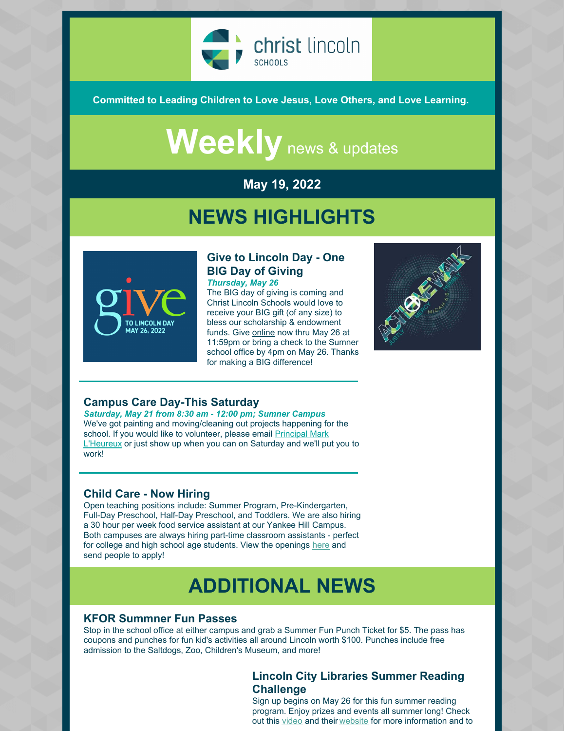christ lincoln SCHOOLS

**Committed to Leading Children to Love Jesus, Love Others, and Love Learning.**

# Weekly news & updates

**May 19, 2022**

# NEWS HIGHLIGHTS

### Give to Lincoln Day - One BIG Day of Giving

***Thursday, May 26***

The BIG day of giving is coming and Christ Lincoln Schools would love to receive your BIG gift (of any size) to bless our scholarship & endowment funds. Give online now thru May 26 at 11:59pm or bring a check to the Sumner school office by 4pm on May 26. Thanks for making a BIG difference!

---

### Campus Care Day-This Saturday

***Saturday, May 21 from 8:30 am - 12:00 pm; Sumner Campus***

We've got painting and moving/cleaning out projects happening for the school. If you would like to volunteer, please email Principal Mark L'Heureux or just show up when you can on Saturday and we'll put you to work!

---

### Child Care - Now Hiring

Open teaching positions include: Summer Program, Pre-Kindergarten, Full-Day Preschool, Half-Day Preschool, and Toddlers. We are also hiring a 30 hour per week food service assistant at our Yankee Hill Campus. Both campuses are always hiring part-time classroom assistants - perfect for college and high school age students. View the openings here and send people to apply!

# ADDITIONAL NEWS

### KFOR Summner Fun Passes

Stop in the school office at either campus and grab a Summer Fun Punch Ticket for $5. The pass has coupons and punches for fun kid's activities all around Lincoln worth $100. Punches include free admission to the Saltdogs, Zoo, Children's Museum, and more!

### Lincoln City Libraries Summer Reading Challenge

Sign up begins on May 26 for this fun summer reading program. Enjoy prizes and events all summer long! Check out this video and their website for more information and to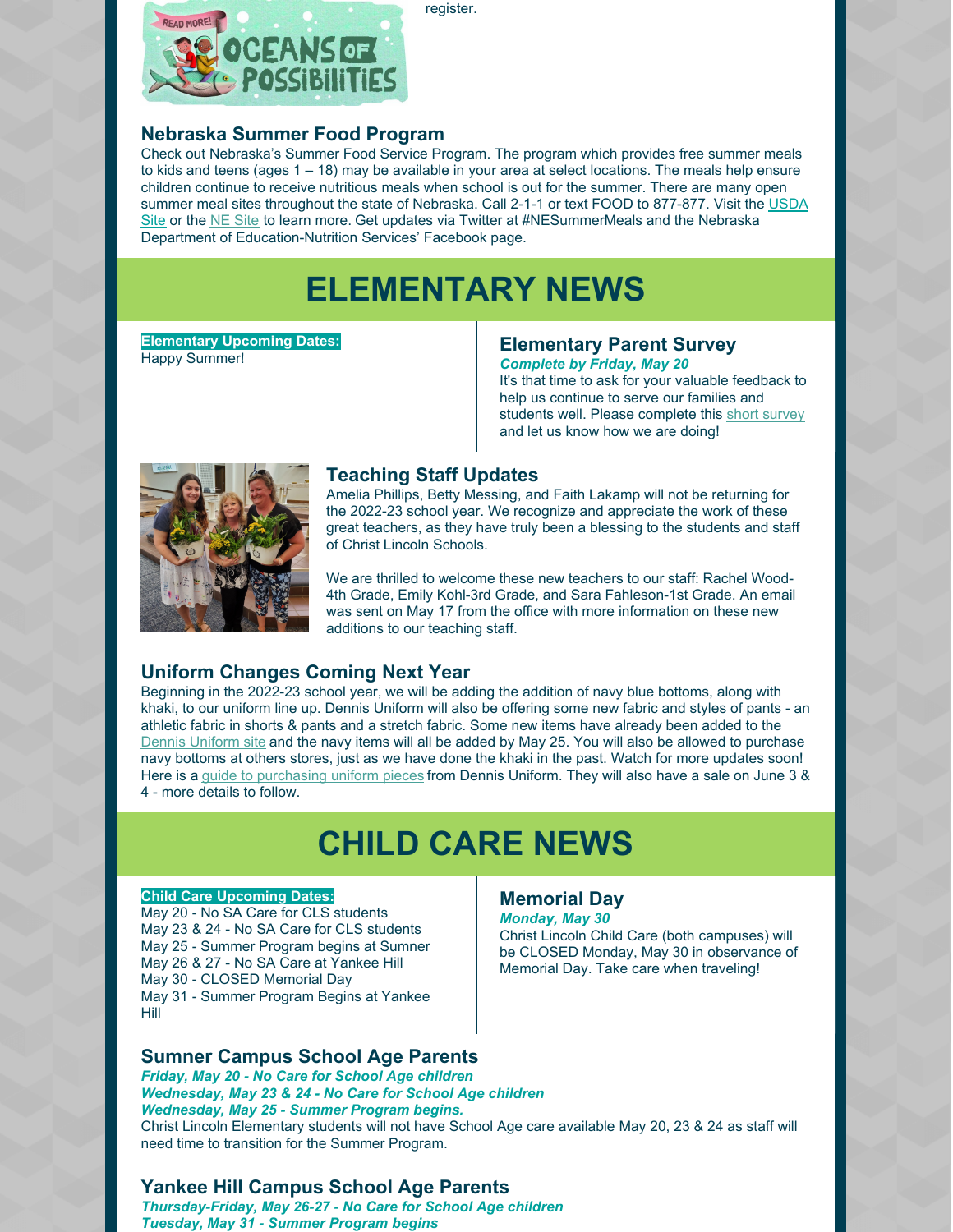register.

### Nebraska Summer Food Program

Check out Nebraska's Summer Food Service Program. The program which provides free summer meals to kids and teens (ages 1 – 18) may be available in your area at select locations. The meals help ensure children continue to receive nutritious meals when school is out for the summer. There are many open summer meal sites throughout the state of Nebraska. Call 2-1-1 or text FOOD to 877-877. Visit the USDA Site or the NE Site to learn more. Get updates via Twitter at #NESummerMeals and the Nebraska Department of Education-Nutrition Services' Facebook page.

# ELEMENTARY NEWS

**Elementary Upcoming Dates:**

Happy Summer!

### Elementary Parent Survey

***Complete by Friday, May 20***

It's that time to ask for your valuable feedback to help us continue to serve our families and students well. Please complete this short survey and let us know how we are doing!

### Teaching Staff Updates

Amelia Phillips, Betty Messing, and Faith Lakamp will not be returning for the 2022-23 school year. We recognize and appreciate the work of these great teachers, as they have truly been a blessing to the students and staff of Christ Lincoln Schools.

We are thrilled to welcome these new teachers to our staff: Rachel Wood-4th Grade, Emily Kohl-3rd Grade, and Sara Fahleson-1st Grade. An email was sent on May 17 from the office with more information on these new additions to our teaching staff.

### Uniform Changes Coming Next Year

Beginning in the 2022-23 school year, we will be adding the addition of navy blue bottoms, along with khaki, to our uniform line up. Dennis Uniform will also be offering some new fabric and styles of pants - an athletic fabric in shorts & pants and a stretch fabric. Some new items have already been added to the Dennis Uniform site and the navy items will all be added by May 25. You will also be allowed to purchase navy bottoms at others stores, just as we have done the khaki in the past. Watch for more updates soon! Here is a guide to purchasing uniform pieces from Dennis Uniform. They will also have a sale on June 3 & 4 - more details to follow.

# CHILD CARE NEWS

**Child Care Upcoming Dates:**

May 20 - No SA Care for CLS students
May 23 & 24 - No SA Care for CLS students
May 25 - Summer Program begins at Sumner
May 26 & 27 - No SA Care at Yankee Hill
May 30 - CLOSED Memorial Day
May 31 - Summer Program Begins at Yankee Hill

### Memorial Day

***Monday, May 30***

Christ Lincoln Child Care (both campuses) will be CLOSED Monday, May 30 in observance of Memorial Day. Take care when traveling!

### Sumner Campus School Age Parents

***Friday, May 20 - No Care for School Age children***
***Wednesday, May 23 & 24 - No Care for School Age children***
***Wednesday, May 25 - Summer Program begins.***

Christ Lincoln Elementary students will not have School Age care available May 20, 23 & 24 as staff will need time to transition for the Summer Program.

### Yankee Hill Campus School Age Parents

***Thursday-Friday, May 26-27 - No Care for School Age children***
***Tuesday, May 31 - Summer Program begins***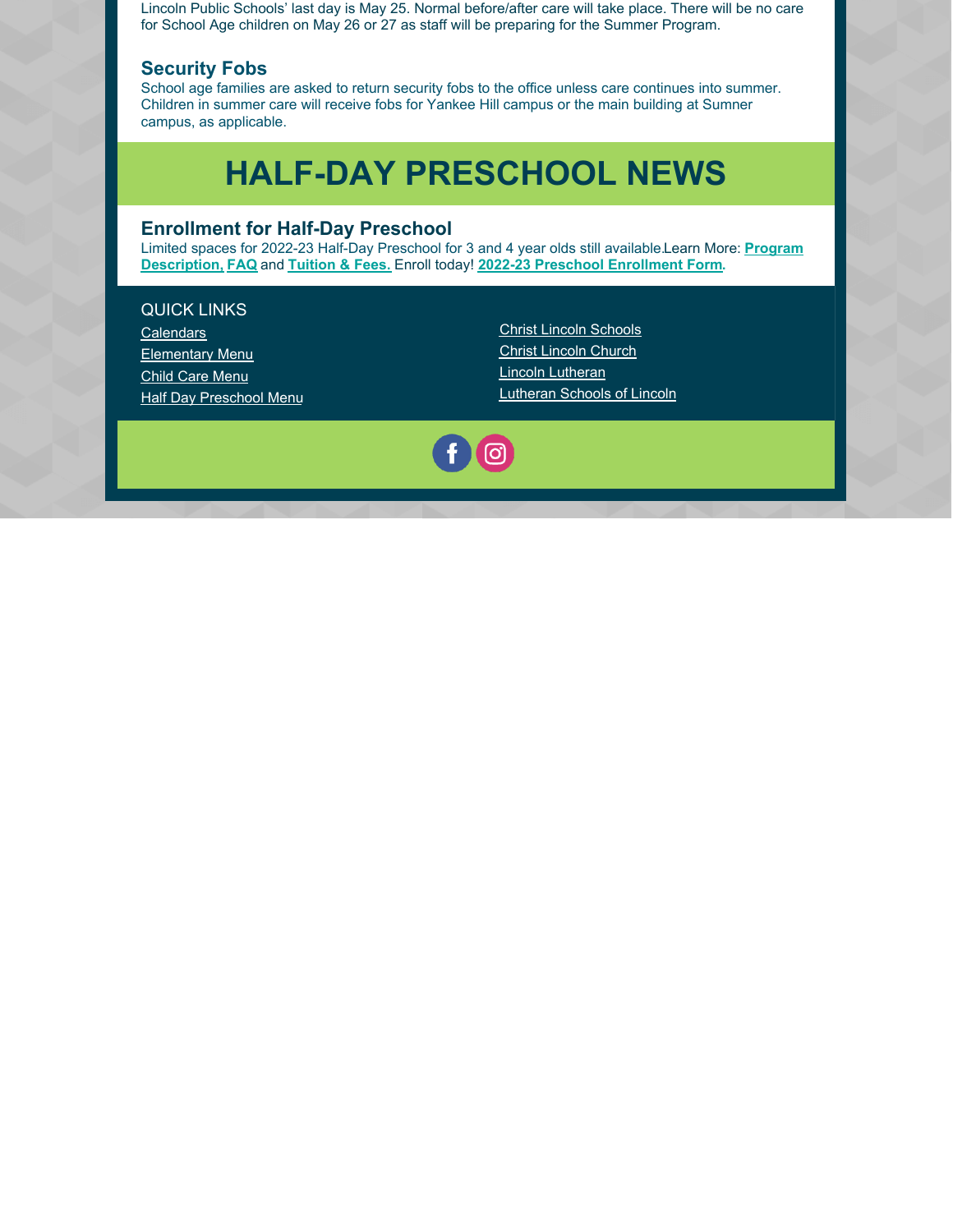Lincoln Public Schools' last day is May 25. Normal before/after care will take place. There will be no care for School Age children on May 26 or 27 as staff will be preparing for the Summer Program.

### Security Fobs

School age families are asked to return security fobs to the office unless care continues into summer. Children in summer care will receive fobs for Yankee Hill campus or the main building at Sumner campus, as applicable.

## HALF-DAY PRESCHOOL NEWS

### Enrollment for Half-Day Preschool

Limited spaces for 2022-23 Half-Day Preschool for 3 and 4 year olds still available.Learn More: **Program Description, FAQ** and **Tuition & Fees.** Enroll today! **2022-23 Preschool Enrollment Form**.

QUICK LINKS

- Calendars
- Elementary Menu
- Child Care Menu
- Half Day Preschool Menu
- Christ Lincoln Schools
- Christ Lincoln Church
- Lincoln Lutheran
- Lutheran Schools of Lincoln